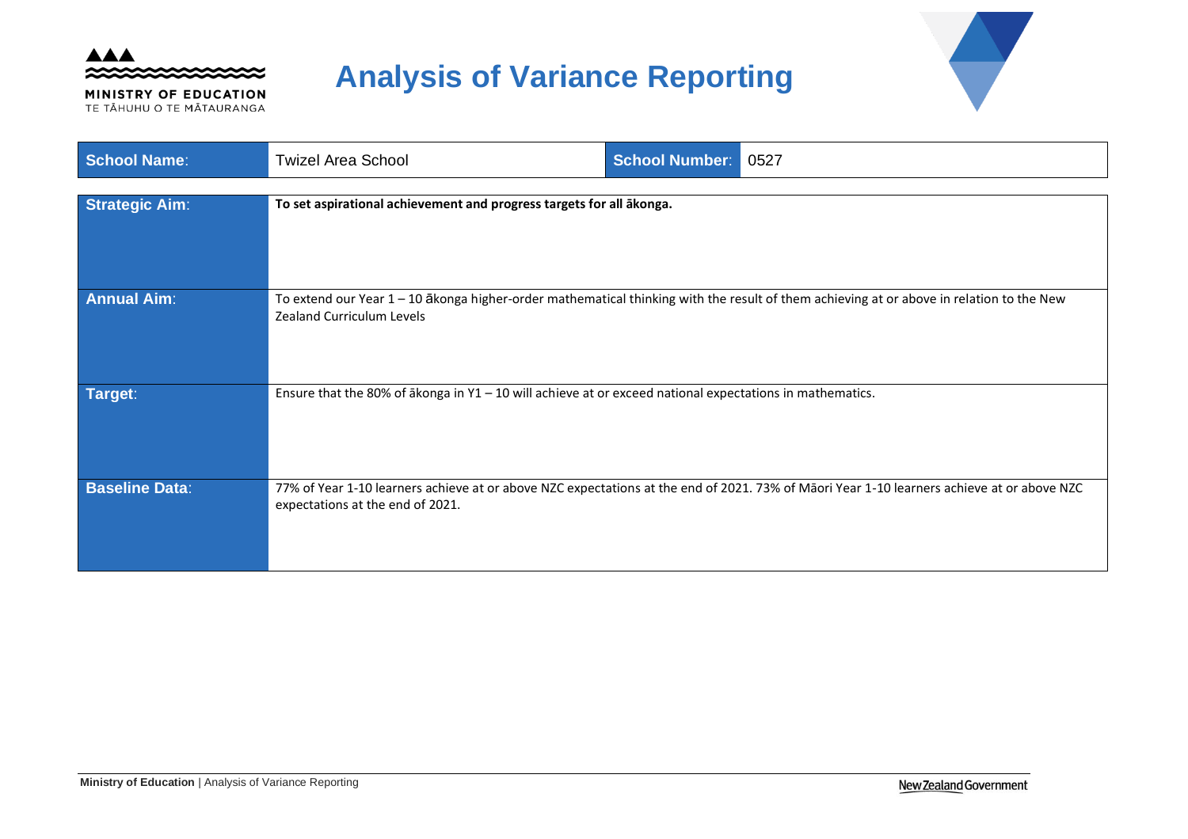# Analysis of Variance Reporting

| School Name: | Twizel Area School | School Number: | 0527 |
|---|---|---|---|

| | |
|---|---|
| **Strategic Aim:** | **To set aspirational achievement and progress targets for all ākonga.** |
| **Annual Aim:** | To extend our Year 1 – 10 ākonga higher-order mathematical thinking with the result of them achieving at or above in relation to the New Zealand Curriculum Levels |
| **Target:** | Ensure that the 80% of ākonga in Y1 – 10 will achieve at or exceed national expectations in mathematics. |
| **Baseline Data:** | 77% of Year 1-10 learners achieve at or above NZC expectations at the end of 2021. 73% of Māori Year 1-10 learners achieve at or above NZC expectations at the end of 2021. |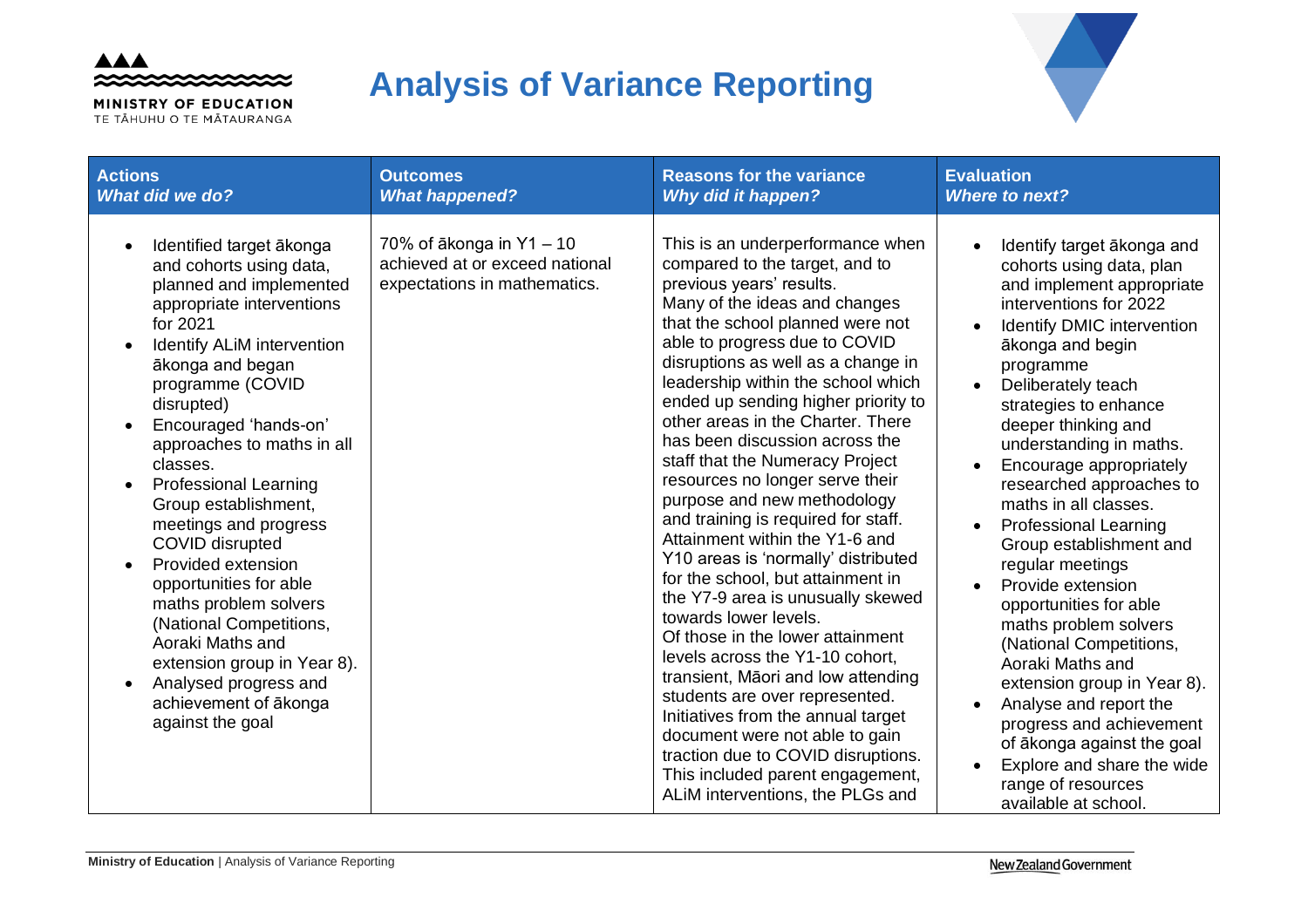# Analysis of Variance Reporting

| Actions<br>*What did we do?* | Outcomes<br>*What happened?* | Reasons for the variance<br>*Why did it happen?* | Evaluation<br>*Where to next?* |
|---|---|---|---|
| • Identified target ākonga and cohorts using data, planned and implemented appropriate interventions for 2021<br>• Identify ALiM intervention ākonga and began programme (COVID disrupted)<br>• Encouraged 'hands-on' approaches to maths in all classes.<br>• Professional Learning Group establishment, meetings and progress COVID disrupted<br>• Provided extension opportunities for able maths problem solvers (National Competitions, Aoraki Maths and extension group in Year 8).<br>• Analysed progress and achievement of ākonga against the goal | 70% of ākonga in Y1 – 10 achieved at or exceed national expectations in mathematics. | This is an underperformance when compared to the target, and to previous years' results.<br>Many of the ideas and changes that the school planned were not able to progress due to COVID disruptions as well as a change in leadership within the school which ended up sending higher priority to other areas in the Charter. There has been discussion across the staff that the Numeracy Project resources no longer serve their purpose and new methodology and training is required for staff.<br>Attainment within the Y1-6 and Y10 areas is 'normally' distributed for the school, but attainment in the Y7-9 area is unusually skewed towards lower levels.<br>Of those in the lower attainment levels across the Y1-10 cohort, transient, Māori and low attending students are over represented.<br>Initiatives from the annual target document were not able to gain traction due to COVID disruptions. This included parent engagement, ALiM interventions, the PLGs and | • Identify target ākonga and cohorts using data, plan and implement appropriate interventions for 2022<br>• Identify DMIC intervention ākonga and begin programme<br>• Deliberately teach strategies to enhance deeper thinking and understanding in maths.<br>• Encourage appropriately researched approaches to maths in all classes.<br>• Professional Learning Group establishment and regular meetings<br>• Provide extension opportunities for able maths problem solvers (National Competitions, Aoraki Maths and extension group in Year 8).<br>• Analyse and report the progress and achievement of ākonga against the goal<br>• Explore and share the wide range of resources available at school. |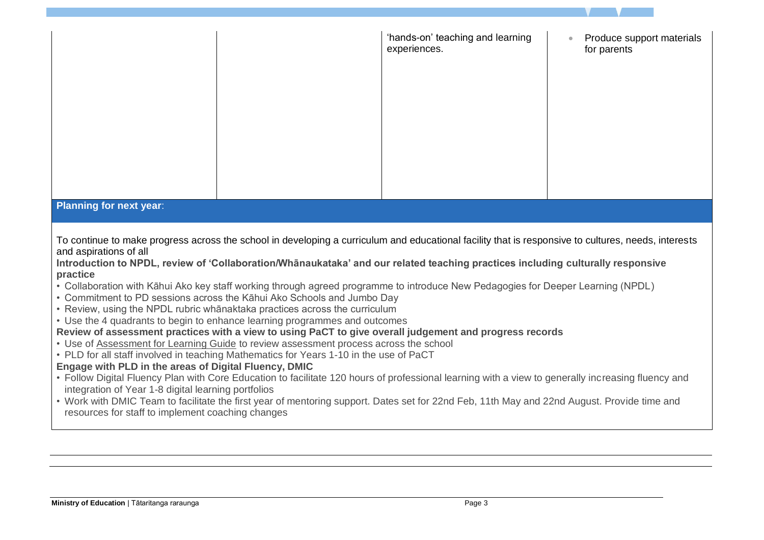| | | | |
|---|---|---|---|
| | | 'hands-on' teaching and learning experiences. | • Produce support materials for parents |

**Planning for next year**:

To continue to make progress across the school in developing a curriculum and educational facility that is responsive to cultures, needs, interests and aspirations of all

**Introduction to NPDL, review of 'Collaboration/Whānaukataka' and our related teaching practices including culturally responsive practice**

- Collaboration with Kāhui Ako key staff working through agreed programme to introduce New Pedagogies for Deeper Learning (NPDL)
- Commitment to PD sessions across the Kāhui Ako Schools and Jumbo Day
- Review, using the NPDL rubric whānaktaka practices across the curriculum
- Use the 4 quadrants to begin to enhance learning programmes and outcomes

**Review of assessment practices with a view to using PaCT to give overall judgement and progress records**

- Use of Assessment for Learning Guide to review assessment process across the school
- PLD for all staff involved in teaching Mathematics for Years 1-10 in the use of PaCT

**Engage with PLD in the areas of Digital Fluency, DMIC**

- Follow Digital Fluency Plan with Core Education to facilitate 120 hours of professional learning with a view to generally increasing fluency and integration of Year 1-8 digital learning portfolios
- Work with DMIC Team to facilitate the first year of mentoring support. Dates set for 22nd Feb, 11th May and 22nd August. Provide time and resources for staff to implement coaching changes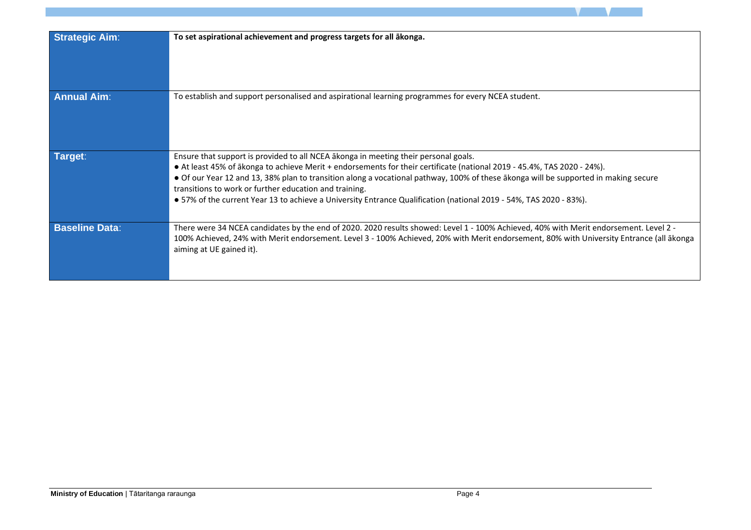| | |
|---|---|
| **Strategic Aim:** | **To set aspirational achievement and progress targets for all ākonga.** |
| **Annual Aim:** | To establish and support personalised and aspirational learning programmes for every NCEA student. |
| **Target:** | Ensure that support is provided to all NCEA ākonga in meeting their personal goals.<br>● At least 45% of ākonga to achieve Merit + endorsements for their certificate (national 2019 - 45.4%, TAS 2020 - 24%).<br>● Of our Year 12 and 13, 38% plan to transition along a vocational pathway, 100% of these ākonga will be supported in making secure transitions to work or further education and training.<br>● 57% of the current Year 13 to achieve a University Entrance Qualification (national 2019 - 54%, TAS 2020 - 83%). |
| **Baseline Data:** | There were 34 NCEA candidates by the end of 2020. 2020 results showed: Level 1 - 100% Achieved, 40% with Merit endorsement. Level 2 - 100% Achieved, 24% with Merit endorsement. Level 3 - 100% Achieved, 20% with Merit endorsement, 80% with University Entrance (all ākonga aiming at UE gained it). |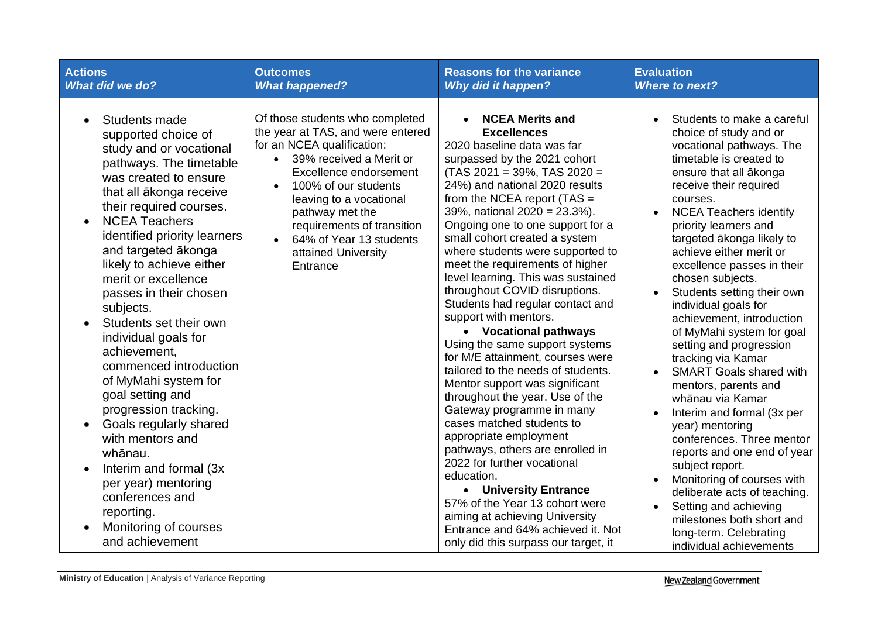| **Actions**<br>***What did we do?*** | **Outcomes**<br>***What happened?*** | **Reasons for the variance**<br>***Why did it happen?*** | **Evaluation**<br>***Where to next?*** |
|---|---|---|---|
| • Students made supported choice of study and or vocational pathways. The timetable was created to ensure that all ākonga receive their required courses.<br>• NCEA Teachers identified priority learners and targeted ākonga likely to achieve either merit or excellence passes in their chosen subjects.<br>• Students set their own individual goals for achievement, commenced introduction of MyMahi system for goal setting and progression tracking.<br>• Goals regularly shared with mentors and whānau.<br>• Interim and formal (3x per year) mentoring conferences and reporting.<br>• Monitoring of courses and achievement | Of those students who completed the year at TAS, and were entered for an NCEA qualification:<br>• 39% received a Merit or Excellence endorsement<br>• 100% of our students leaving to a vocational pathway met the requirements of transition<br>• 64% of Year 13 students attained University Entrance | • **NCEA Merits and Excellences**<br>2020 baseline data was far surpassed by the 2021 cohort (TAS 2021 = 39%, TAS 2020 = 24%) and national 2020 results from the NCEA report (TAS = 39%, national 2020 = 23.3%). Ongoing one to one support for a small cohort created a system where students were supported to meet the requirements of higher level learning. This was sustained throughout COVID disruptions. Students had regular contact and support with mentors.<br>• **Vocational pathways**<br>Using the same support systems for M/E attainment, courses were tailored to the needs of students. Mentor support was significant throughout the year. Use of the Gateway programme in many cases matched students to appropriate employment pathways, others are enrolled in 2022 for further vocational education.<br>• **University Entrance**<br>57% of the Year 13 cohort were aiming at achieving University Entrance and 64% achieved it. Not only did this surpass our target, it | • Students to make a careful choice of study and or vocational pathways. The timetable is created to ensure that all ākonga receive their required courses.<br>• NCEA Teachers identify priority learners and targeted ākonga likely to achieve either merit or excellence passes in their chosen subjects.<br>• Students setting their own individual goals for achievement, introduction of MyMahi system for goal setting and progression tracking via Kamar<br>• SMART Goals shared with mentors, parents and whānau via Kamar<br>• Interim and formal (3x per year) mentoring conferences. Three mentor reports and one end of year subject report.<br>• Monitoring of courses with deliberate acts of teaching.<br>• Setting and achieving milestones both short and long-term. Celebrating individual achievements |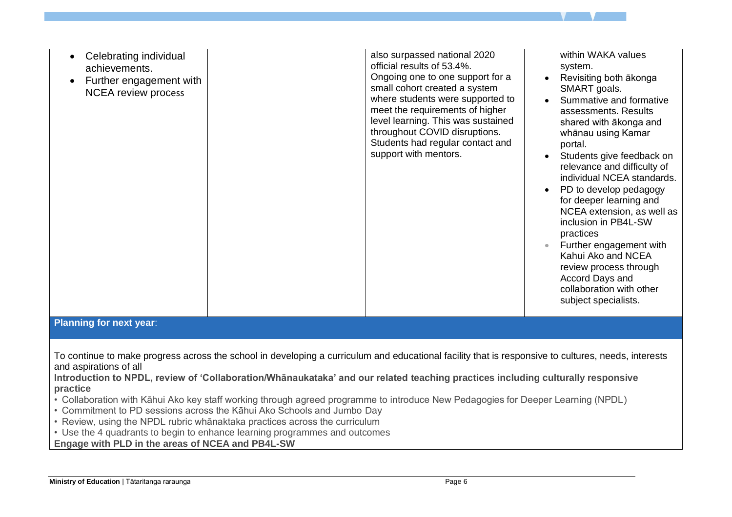| | | | |
|---|---|---|---|
| • Celebrating individual achievements.<br>• Further engagement with NCEA review process | | also surpassed national 2020 official results of 53.4%.<br>Ongoing one to one support for a small cohort created a system where students were supported to meet the requirements of higher level learning. This was sustained throughout COVID disruptions. Students had regular contact and support with mentors. | within WAKA values system.<br>• Revisiting both ākonga SMART goals.<br>• Summative and formative assessments. Results shared with ākonga and whānau using Kamar portal.<br>• Students give feedback on relevance and difficulty of individual NCEA standards.<br>• PD to develop pedagogy for deeper learning and NCEA extension, as well as inclusion in PB4L-SW practices<br>• Further engagement with Kahui Ako and NCEA review process through Accord Days and collaboration with other subject specialists. |

**Planning for next year**:

To continue to make progress across the school in developing a curriculum and educational facility that is responsive to cultures, needs, interests and aspirations of all

**Introduction to NPDL, review of 'Collaboration/Whānaukataka' and our related teaching practices including culturally responsive practice**

- Collaboration with Kāhui Ako key staff working through agreed programme to introduce New Pedagogies for Deeper Learning (NPDL)
- Commitment to PD sessions across the Kāhui Ako Schools and Jumbo Day
- Review, using the NPDL rubric whānaktaka practices across the curriculum
- Use the 4 quadrants to begin to enhance learning programmes and outcomes

**Engage with PLD in the areas of NCEA and PB4L-SW**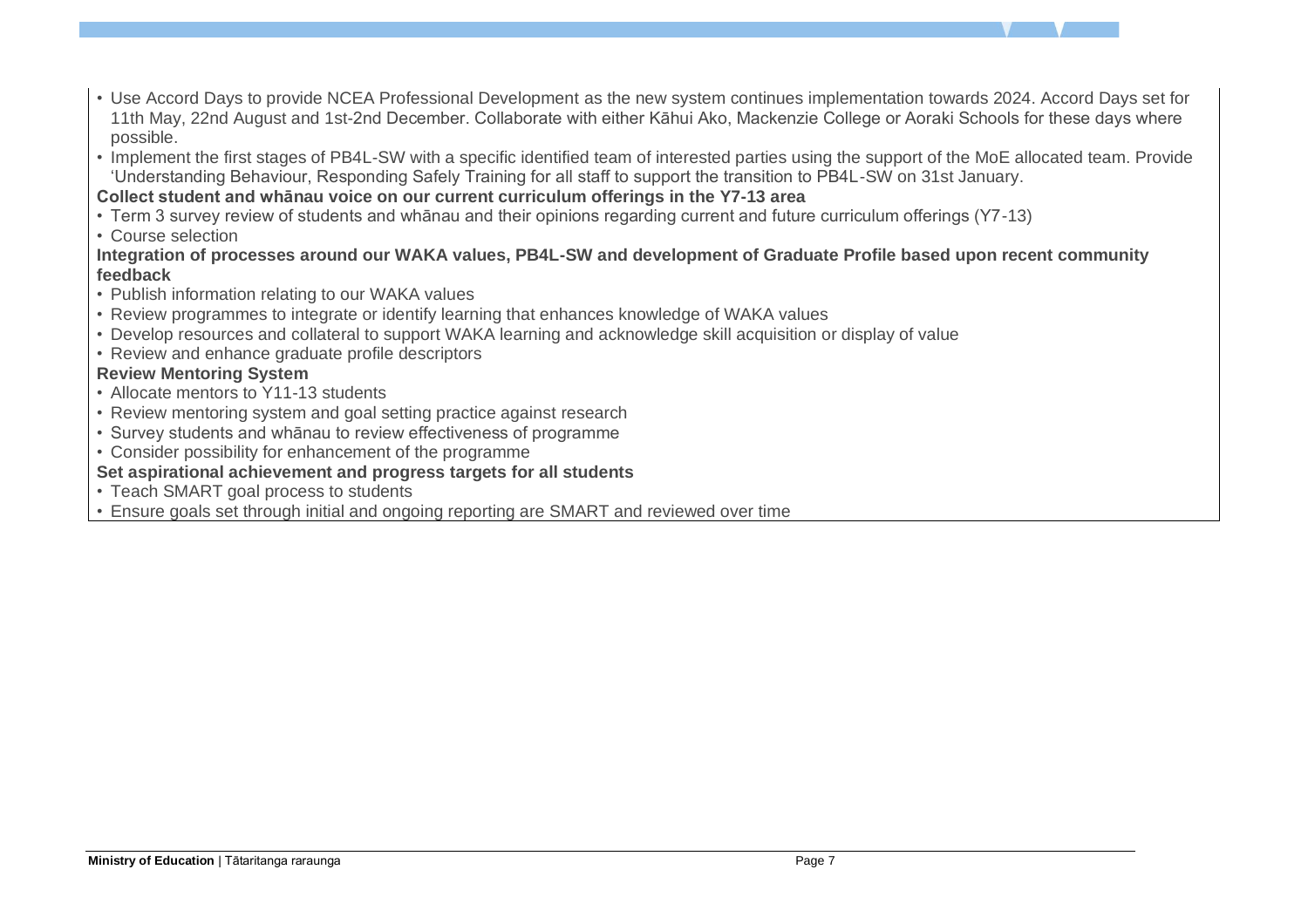- Use Accord Days to provide NCEA Professional Development as the new system continues implementation towards 2024. Accord Days set for 11th May, 22nd August and 1st-2nd December. Collaborate with either Kāhui Ako, Mackenzie College or Aoraki Schools for these days where possible.
- Implement the first stages of PB4L-SW with a specific identified team of interested parties using the support of the MoE allocated team. Provide 'Understanding Behaviour, Responding Safely Training for all staff to support the transition to PB4L-SW on 31st January.

**Collect student and whānau voice on our current curriculum offerings in the Y7-13 area**

- Term 3 survey review of students and whānau and their opinions regarding current and future curriculum offerings (Y7-13)
- Course selection

**Integration of processes around our WAKA values, PB4L-SW and development of Graduate Profile based upon recent community feedback**

- Publish information relating to our WAKA values
- Review programmes to integrate or identify learning that enhances knowledge of WAKA values
- Develop resources and collateral to support WAKA learning and acknowledge skill acquisition or display of value
- Review and enhance graduate profile descriptors

**Review Mentoring System**

- Allocate mentors to Y11-13 students
- Review mentoring system and goal setting practice against research
- Survey students and whānau to review effectiveness of programme
- Consider possibility for enhancement of the programme

**Set aspirational achievement and progress targets for all students**

- Teach SMART goal process to students
- Ensure goals set through initial and ongoing reporting are SMART and reviewed over time